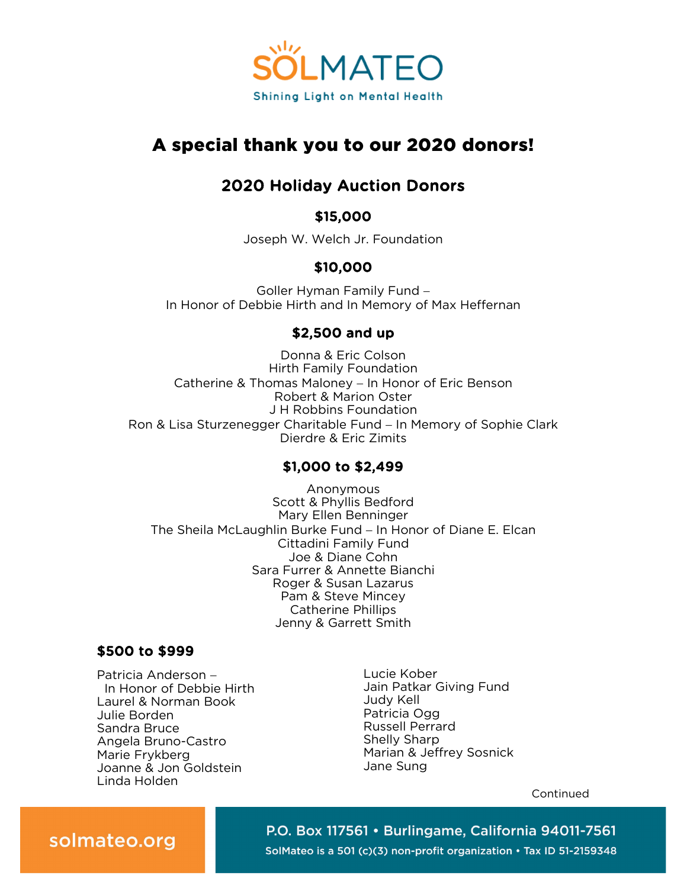SOLMATEO

Shining Light on Mental Health

# A special thank you to our 2020 donors!

## 2020 Holiday Auction Donors

### $15,000

Joseph W. Welch Jr. Foundation

### $10,000

Goller Hyman Family Fund –
In Honor of Debbie Hirth and In Memory of Max Heffernan

### $2,500 and up

Donna & Eric Colson
Hirth Family Foundation
Catherine & Thomas Maloney – In Honor of Eric Benson
Robert & Marion Oster
J H Robbins Foundation
Ron & Lisa Sturzenegger Charitable Fund – In Memory of Sophie Clark
Dierdre & Eric Zimits

### $1,000 to $2,499

Anonymous
Scott & Phyllis Bedford
Mary Ellen Benninger
The Sheila McLaughlin Burke Fund – In Honor of Diane E. Elcan
Cittadini Family Fund
Joe & Diane Cohn
Sara Furrer & Annette Bianchi
Roger & Susan Lazarus
Pam & Steve Mincey
Catherine Phillips
Jenny & Garrett Smith

### $500 to $999

Patricia Anderson –
In Honor of Debbie Hirth
Laurel & Norman Book
Julie Borden
Sandra Bruce
Angela Bruno-Castro
Marie Frykberg
Joanne & Jon Goldstein
Linda Holden
Lucie Kober
Jain Patkar Giving Fund
Judy Kell
Patricia Ogg
Russell Perrard
Shelly Sharp
Marian & Jeffrey Sosnick
Jane Sung

Continued

solmateo.org

P.O. Box 117561 • Burlingame, California 94011-7561
SolMateo is a 501 (c)(3) non-profit organization • Tax ID 51-2159348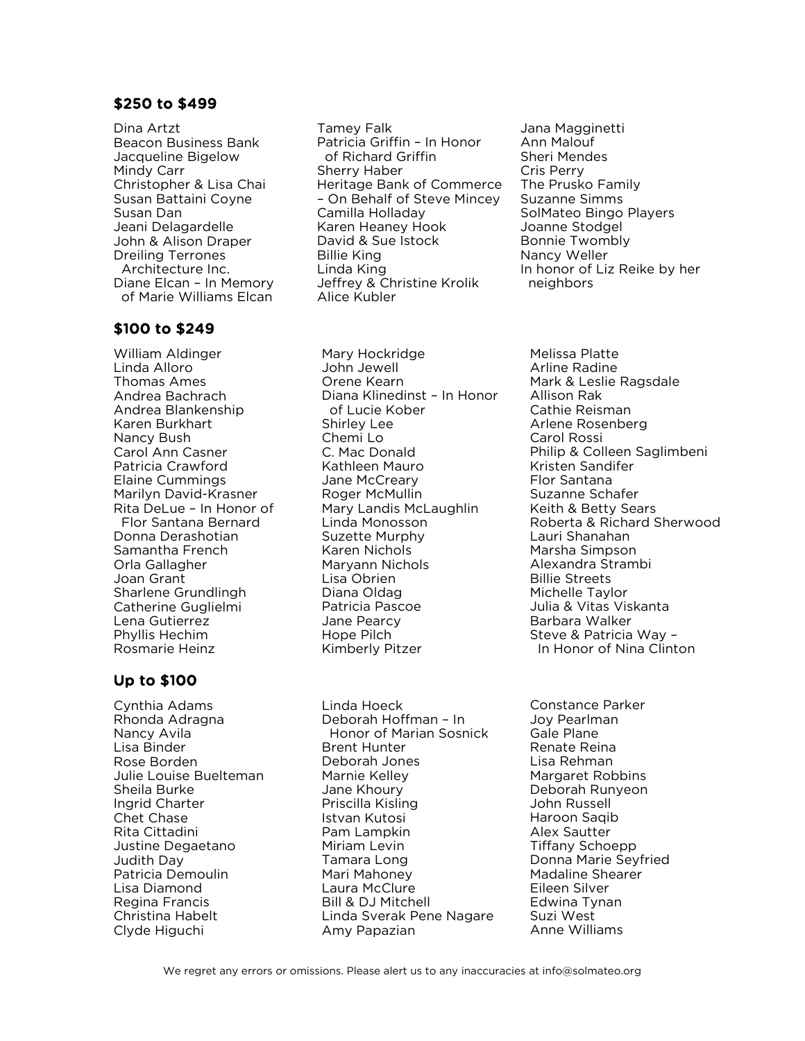### $250 to $499

Dina Artzt
Beacon Business Bank
Jacqueline Bigelow
Mindy Carr
Christopher & Lisa Chai
Susan Battaini Coyne
Susan Dan
Jeani Delagardelle
John & Alison Draper
Dreiling Terrones Architecture Inc.
Diane Elcan – In Memory of Marie Williams Elcan
Tamey Falk
Patricia Griffin – In Honor of Richard Griffin
Sherry Haber
Heritage Bank of Commerce – On Behalf of Steve Mincey
Camilla Holladay
Karen Heaney Hook
David & Sue Istock
Billie King
Linda King
Jeffrey & Christine Krolik
Alice Kubler
Jana Magginetti
Ann Malouf
Sheri Mendes
Cris Perry
The Prusko Family
Suzanne Simms
SolMateo Bingo Players
Joanne Stodgel
Bonnie Twombly
Nancy Weller
In honor of Liz Reike by her neighbors

### $100 to $249

William Aldinger
Linda Alloro
Thomas Ames
Andrea Bachrach
Andrea Blankenship
Karen Burkhart
Nancy Bush
Carol Ann Casner
Patricia Crawford
Elaine Cummings
Marilyn David-Krasner
Rita DeLue – In Honor of Flor Santana Bernard
Donna Derashotian
Samantha French
Orla Gallagher
Joan Grant
Sharlene Grundlingh
Catherine Guglielmi
Lena Gutierrez
Phyllis Hechim
Rosmarie Heinz
Mary Hockridge
John Jewell
Orene Kearn
Diana Klinedinst – In Honor of Lucie Kober
Shirley Lee
Chemi Lo
C. Mac Donald
Kathleen Mauro
Jane McCreary
Roger McMullin
Mary Landis McLaughlin
Linda Monosson
Suzette Murphy
Karen Nichols
Maryann Nichols
Lisa Obrien
Diana Oldag
Patricia Pascoe
Jane Pearcy
Hope Pilch
Kimberly Pitzer
Melissa Platte
Arline Radine
Mark & Leslie Ragsdale
Allison Rak
Cathie Reisman
Arlene Rosenberg
Carol Rossi
Philip & Colleen Saglimbeni
Kristen Sandifer
Flor Santana
Suzanne Schafer
Keith & Betty Sears
Roberta & Richard Sherwood
Lauri Shanahan
Marsha Simpson
Alexandra Strambi
Billie Streets
Michelle Taylor
Julia & Vitas Viskanta
Barbara Walker
Steve & Patricia Way – In Honor of Nina Clinton

### Up to $100

Cynthia Adams
Rhonda Adragna
Nancy Avila
Lisa Binder
Rose Borden
Julie Louise Buelteman
Sheila Burke
Ingrid Charter
Chet Chase
Rita Cittadini
Justine Degaetano
Judith Day
Patricia Demoulin
Lisa Diamond
Regina Francis
Christina Habelt
Clyde Higuchi
Linda Hoeck
Deborah Hoffman – In Honor of Marian Sosnick
Brent Hunter
Deborah Jones
Marnie Kelley
Jane Khoury
Priscilla Kisling
Istvan Kutosi
Pam Lampkin
Miriam Levin
Tamara Long
Mari Mahoney
Laura McClure
Bill & DJ Mitchell
Linda Sverak Pene Nagare
Amy Papazian
Constance Parker
Joy Pearlman
Gale Plane
Renate Reina
Lisa Rehman
Margaret Robbins
Deborah Runyeon
John Russell
Haroon Saqib
Alex Sautter
Tiffany Schoepp
Donna Marie Seyfried
Madaline Shearer
Eileen Silver
Edwina Tynan
Suzi West
Anne Williams

We regret any errors or omissions. Please alert us to any inaccuracies at info@solmateo.org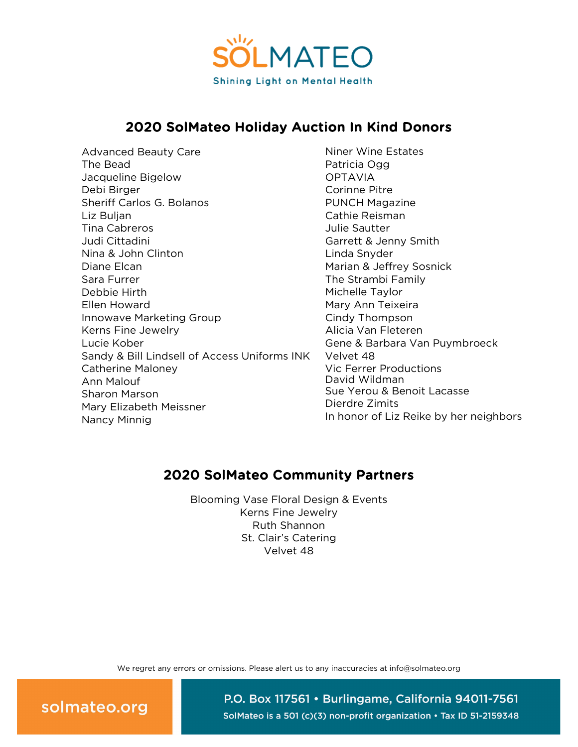SOLMATEO

Shining Light on Mental Health

## 2020 SolMateo Holiday Auction In Kind Donors

Advanced Beauty Care
The Bead
Jacqueline Bigelow
Debi Birger
Sheriff Carlos G. Bolanos
Liz Buljan
Tina Cabreros
Judi Cittadini
Nina & John Clinton
Diane Elcan
Sara Furrer
Debbie Hirth
Ellen Howard
Innowave Marketing Group
Kerns Fine Jewelry
Lucie Kober
Sandy & Bill Lindsell of Access Uniforms INK
Catherine Maloney
Ann Malouf
Sharon Marson
Mary Elizabeth Meissner
Nancy Minnig
Niner Wine Estates
Patricia Ogg
OPTAVIA
Corinne Pitre
PUNCH Magazine
Cathie Reisman
Julie Sautter
Garrett & Jenny Smith
Linda Snyder
Marian & Jeffrey Sosnick
The Strambi Family
Michelle Taylor
Mary Ann Teixeira
Cindy Thompson
Alicia Van Fleteren
Gene & Barbara Van Puymbroeck
Velvet 48
Vic Ferrer Productions
David Wildman
Sue Yerou & Benoit Lacasse
Dierdre Zimits
In honor of Liz Reike by her neighbors

## 2020 SolMateo Community Partners

Blooming Vase Floral Design & Events
Kerns Fine Jewelry
Ruth Shannon
St. Clair's Catering
Velvet 48

We regret any errors or omissions. Please alert us to any inaccuracies at info@solmateo.org

solmateo.org

P.O. Box 117561 • Burlingame, California 94011-7561
SolMateo is a 501 (c)(3) non-profit organization • Tax ID 51-2159348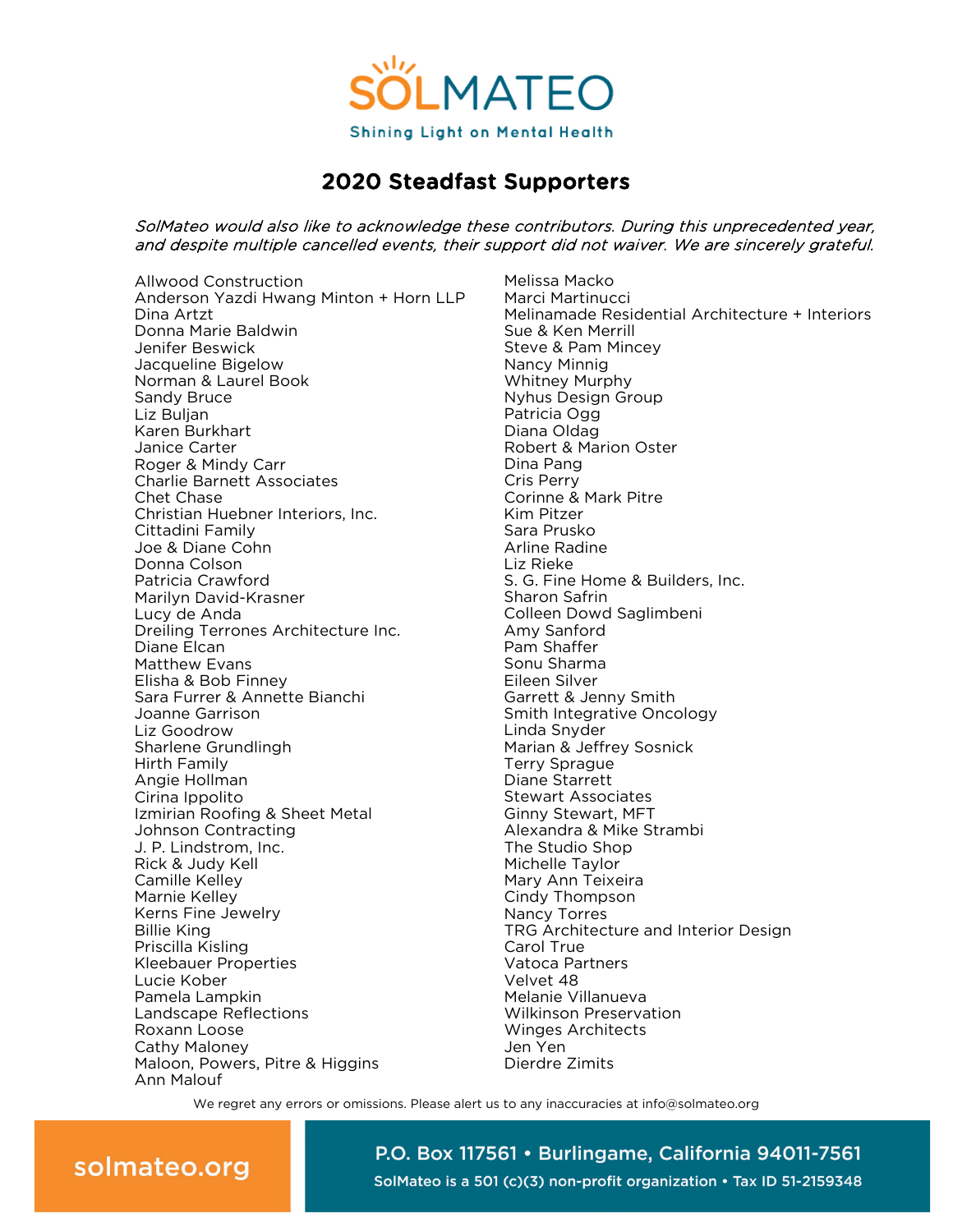SOLMATEO

Shining Light on Mental Health

## 2020 Steadfast Supporters

*SolMateo would also like to acknowledge these contributors. During this unprecedented year, and despite multiple cancelled events, their support did not waiver. We are sincerely grateful.*

Allwood Construction
Anderson Yazdi Hwang Minton + Horn LLP
Dina Artzt
Donna Marie Baldwin
Jenifer Beswick
Jacqueline Bigelow
Norman & Laurel Book
Sandy Bruce
Liz Buljan
Karen Burkhart
Janice Carter
Roger & Mindy Carr
Charlie Barnett Associates
Chet Chase
Christian Huebner Interiors, Inc.
Cittadini Family
Joe & Diane Cohn
Donna Colson
Patricia Crawford
Marilyn David-Krasner
Lucy de Anda
Dreiling Terrones Architecture Inc.
Diane Elcan
Matthew Evans
Elisha & Bob Finney
Sara Furrer & Annette Bianchi
Joanne Garrison
Liz Goodrow
Sharlene Grundlingh
Hirth Family
Angie Hollman
Cirina Ippolito
Izmirian Roofing & Sheet Metal
Johnson Contracting
J. P. Lindstrom, Inc.
Rick & Judy Kell
Camille Kelley
Marnie Kelley
Kerns Fine Jewelry
Billie King
Priscilla Kisling
Kleebauer Properties
Lucie Kober
Pamela Lampkin
Landscape Reflections
Roxann Loose
Cathy Maloney
Maloon, Powers, Pitre & Higgins
Ann Malouf
Melissa Macko
Marci Martinucci
Melinamade Residential Architecture + Interiors
Sue & Ken Merrill
Steve & Pam Mincey
Nancy Minnig
Whitney Murphy
Nyhus Design Group
Patricia Ogg
Diana Oldag
Robert & Marion Oster
Dina Pang
Cris Perry
Corinne & Mark Pitre
Kim Pitzer
Sara Prusko
Arline Radine
Liz Rieke
S. G. Fine Home & Builders, Inc.
Sharon Safrin
Colleen Dowd Saglimbeni
Amy Sanford
Pam Shaffer
Sonu Sharma
Eileen Silver
Garrett & Jenny Smith
Smith Integrative Oncology
Linda Snyder
Marian & Jeffrey Sosnick
Terry Sprague
Diane Starrett
Stewart Associates
Ginny Stewart, MFT
Alexandra & Mike Strambi
The Studio Shop
Michelle Taylor
Mary Ann Teixeira
Cindy Thompson
Nancy Torres
TRG Architecture and Interior Design
Carol True
Vatoca Partners
Velvet 48
Melanie Villanueva
Wilkinson Preservation
Winges Architects
Jen Yen
Dierdre Zimits

We regret any errors or omissions. Please alert us to any inaccuracies at info@solmateo.org

solmateo.org

P.O. Box 117561 • Burlingame, California 94011-7561

SolMateo is a 501 (c)(3) non-profit organization • Tax ID 51-2159348